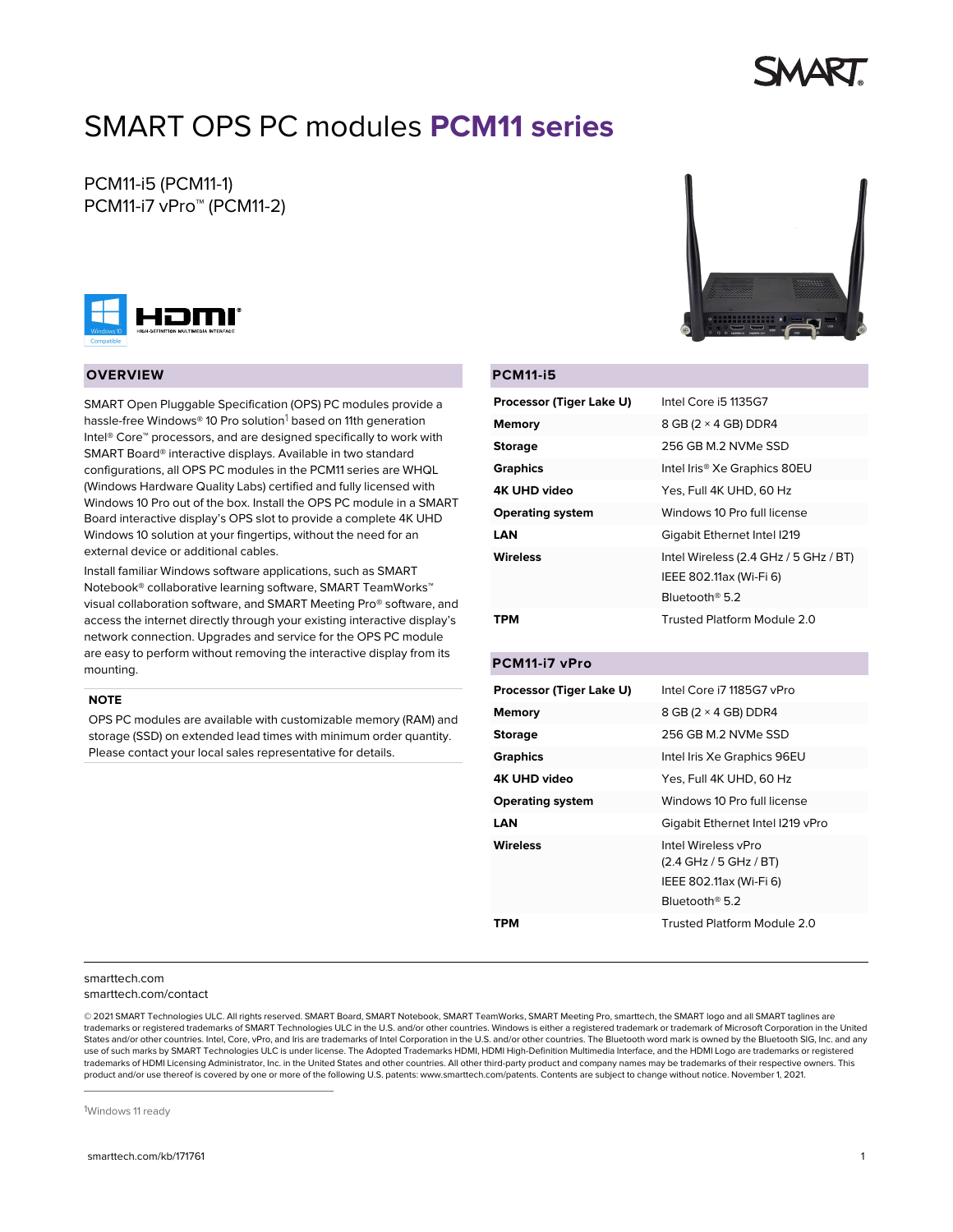# SMART OPS PC modules **PCM11 series**

PCM11-i5 (PCM11-1)
PCM11-i7 vPro™ (PCM11-2)

## OVERVIEW

SMART Open Pluggable Specification (OPS) PC modules provide a hassle-free Windows® 10 Pro solution[1] based on 11th generation Intel® Core™ processors, and are designed specifically to work with SMART Board® interactive displays. Available in two standard configurations, all OPS PC modules in the PCM11 series are WHQL (Windows Hardware Quality Labs) certified and fully licensed with Windows 10 Pro out of the box. Install the OPS PC module in a SMART Board interactive display's OPS slot to provide a complete 4K UHD Windows 10 solution at your fingertips, without the need for an external device or additional cables.

Install familiar Windows software applications, such as SMART Notebook® collaborative learning software, SMART TeamWorks™ visual collaboration software, and SMART Meeting Pro® software, and access the internet directly through your existing interactive display's network connection. Upgrades and service for the OPS PC module are easy to perform without removing the interactive display from its mounting.

**NOTE**

OPS PC modules are available with customizable memory (RAM) and storage (SSD) on extended lead times with minimum order quantity. Please contact your local sales representative for details.

## PCM11-i5

| | |
|---|---|
| **Processor (Tiger Lake U)** | Intel Core i5 1135G7 |
| **Memory** | 8 GB (2 × 4 GB) DDR4 |
| **Storage** | 256 GB M.2 NVMe SSD |
| **Graphics** | Intel Iris® Xe Graphics 80EU |
| **4K UHD video** | Yes, Full 4K UHD, 60 Hz |
| **Operating system** | Windows 10 Pro full license |
| **LAN** | Gigabit Ethernet Intel I219 |
| **Wireless** | Intel Wireless (2.4 GHz / 5 GHz / BT)<br>IEEE 802.11ax (Wi-Fi 6)<br>Bluetooth® 5.2 |
| **TPM** | Trusted Platform Module 2.0 |

## PCM11-i7 vPro

| | |
|---|---|
| **Processor (Tiger Lake U)** | Intel Core i7 1185G7 vPro |
| **Memory** | 8 GB (2 × 4 GB) DDR4 |
| **Storage** | 256 GB M.2 NVMe SSD |
| **Graphics** | Intel Iris Xe Graphics 96EU |
| **4K UHD video** | Yes, Full 4K UHD, 60 Hz |
| **Operating system** | Windows 10 Pro full license |
| **LAN** | Gigabit Ethernet Intel I219 vPro |
| **Wireless** | Intel Wireless vPro<br>(2.4 GHz / 5 GHz / BT)<br>IEEE 802.11ax (Wi-Fi 6)<br>Bluetooth® 5.2 |
| **TPM** | Trusted Platform Module 2.0 |

smarttech.com
smarttech.com/contact

© 2021 SMART Technologies ULC. All rights reserved. SMART Board, SMART Notebook, SMART TeamWorks, SMART Meeting Pro, smarttech, the SMART logo and all SMART taglines are trademarks or registered trademarks of SMART Technologies ULC in the U.S. and/or other countries. Windows is either a registered trademark or trademark of Microsoft Corporation in the United States and/or other countries. Intel, Core, vPro, and Iris are trademarks of Intel Corporation in the U.S. and/or other countries. The Bluetooth word mark is owned by the Bluetooth SIG, Inc. and any use of such marks by SMART Technologies ULC is under license. The Adopted Trademarks HDMI, HDMI High-Definition Multimedia Interface, and the HDMI Logo are trademarks or registered trademarks of HDMI Licensing Administrator, Inc. in the United States and other countries. All other third-party product and company names may be trademarks of their respective owners. This product and/or use thereof is covered by one or more of the following U.S. patents: www.smarttech.com/patents. Contents are subject to change without notice. November 1, 2021.

[1] Windows 11 ready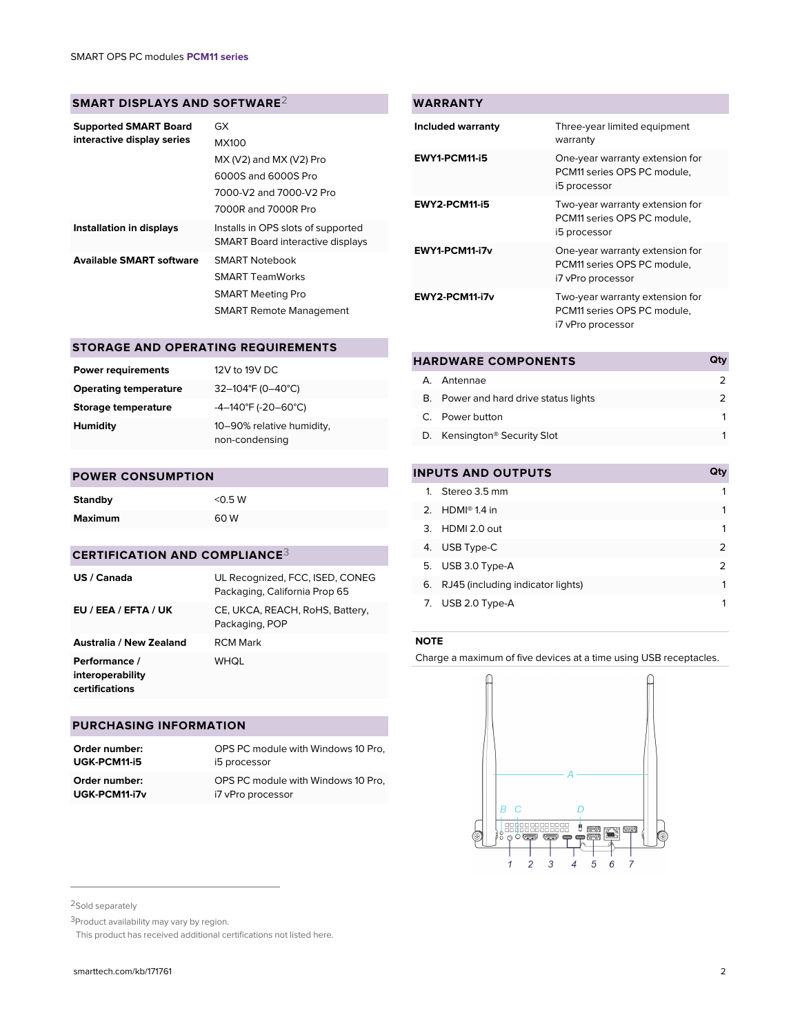## SMART DISPLAYS AND SOFTWARE[2]

| | |
|---|---|
| **Supported SMART Board interactive display series** | GX<br>MX100<br>MX (V2) and MX (V2) Pro<br>6000S and 6000S Pro<br>7000-V2 and 7000-V2 Pro<br>7000R and 7000R Pro |
| **Installation in displays** | Installs in OPS slots of supported SMART Board interactive displays |
| **Available SMART software** | SMART Notebook<br>SMART TeamWorks<br>SMART Meeting Pro<br>SMART Remote Management |

## STORAGE AND OPERATING REQUIREMENTS

| | |
|---|---|
| **Power requirements** | 12V to 19V DC |
| **Operating temperature** | 32–104°F (0–40°C) |
| **Storage temperature** | -4–140°F (-20–60°C) |
| **Humidity** | 10–90% relative humidity, non-condensing |

## POWER CONSUMPTION

| | |
|---|---|
| **Standby** | <0.5 W |
| **Maximum** | 60 W |

## CERTIFICATION AND COMPLIANCE[3]

| | |
|---|---|
| **US / Canada** | UL Recognized, FCC, ISED, CONEG Packaging, California Prop 65 |
| **EU / EEA / EFTA / UK** | CE, UKCA, REACH, RoHS, Battery, Packaging, POP |
| **Australia / New Zealand** | RCM Mark |
| **Performance / interoperability certifications** | WHQL |

## PURCHASING INFORMATION

| | |
|---|---|
| **Order number: UGK-PCM11-i5** | OPS PC module with Windows 10 Pro, i5 processor |
| **Order number: UGK-PCM11-i7v** | OPS PC module with Windows 10 Pro, i7 vPro processor |

## WARRANTY

| | |
|---|---|
| **Included warranty** | Three-year limited equipment warranty |
| **EWY1-PCM11-i5** | One-year warranty extension for PCM11 series OPS PC module, i5 processor |
| **EWY2-PCM11-i5** | Two-year warranty extension for PCM11 series OPS PC module, i5 processor |
| **EWY1-PCM11-i7v** | One-year warranty extension for PCM11 series OPS PC module, i7 vPro processor |
| **EWY2-PCM11-i7v** | Two-year warranty extension for PCM11 series OPS PC module, i7 vPro processor |

## HARDWARE COMPONENTS

| | | Qty |
|---|---|---|
| A. | Antennae | 2 |
| B. | Power and hard drive status lights | 2 |
| C. | Power button | 1 |
| D. | Kensington® Security Slot | 1 |

## INPUTS AND OUTPUTS

| | | Qty |
|---|---|---|
| 1. | Stereo 3.5 mm | 1 |
| 2. | HDMI® 1.4 in | 1 |
| 3. | HDMI 2.0 out | 1 |
| 4. | USB Type-C | 2 |
| 5. | USB 3.0 Type-A | 2 |
| 6. | RJ45 (including indicator lights) | 1 |
| 7. | USB 2.0 Type-A | 1 |

**NOTE**

Charge a maximum of five devices at a time using USB receptacles.

A B C D 1 2 3 4 5 6 7

[2]Sold separately

[3]Product availability may vary by region.
This product has received additional certifications not listed here.

smarttech.com/kb/171761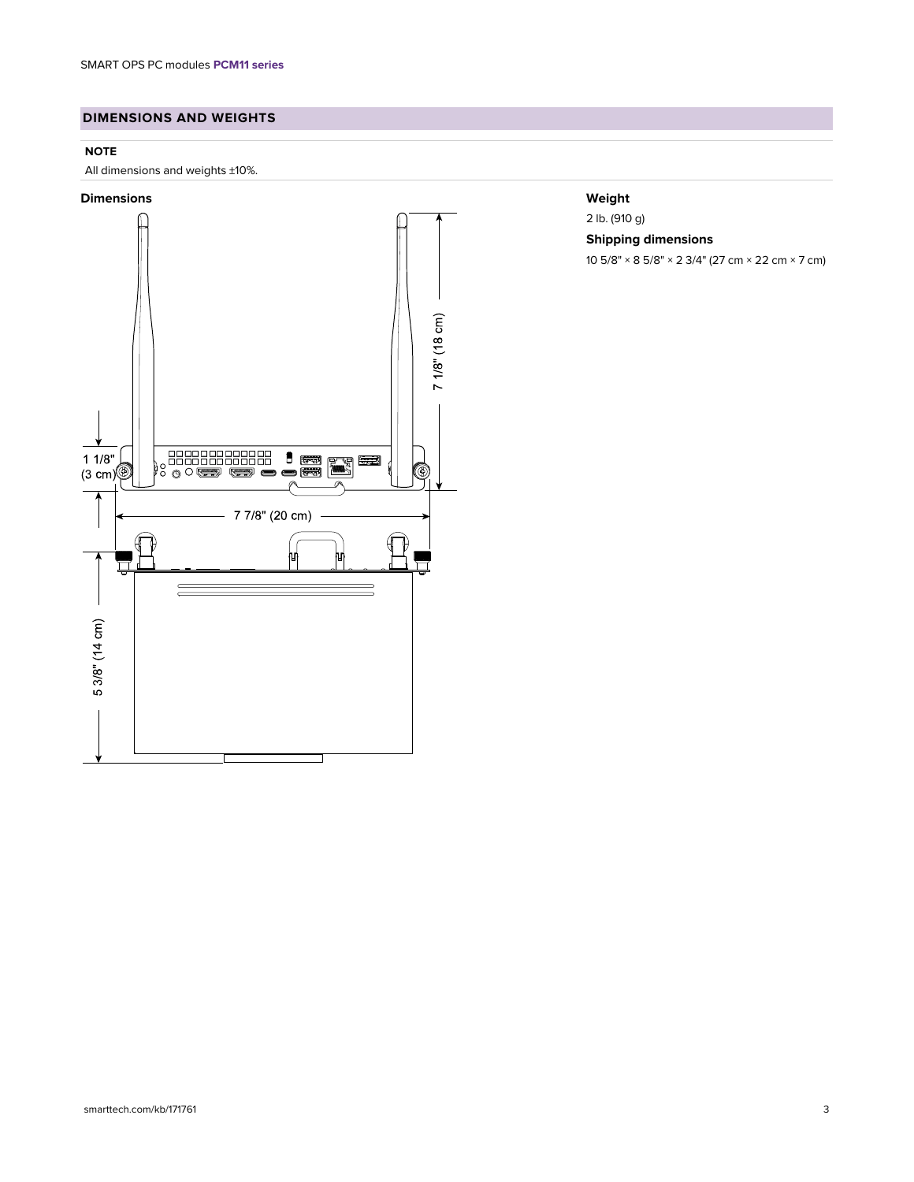## DIMENSIONS AND WEIGHTS

**NOTE**

All dimensions and weights ±10%.

**Dimensions**

1 1/8" (3 cm)

7 1/8" (18 cm)

7 7/8" (20 cm)

5 3/8" (14 cm)

**Weight**

2 lb. (910 g)

**Shipping dimensions**

10 5/8" × 8 5/8" × 2 3/4" (27 cm × 22 cm × 7 cm)